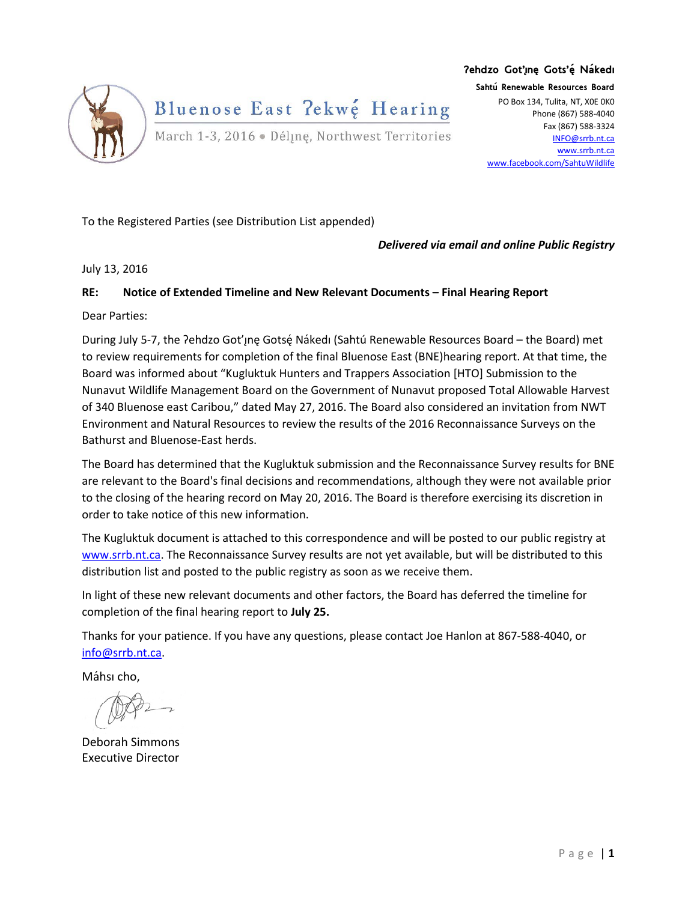Bluenose East ʔekwę́ Hearing

March 1-3, 2016 • Délįnę, Northwest Territories

ʔehdzo Got'įnę Gots'ę́ Nákedı

**Sahtú Renewable Resources Board**

PO Box 134, Tulita, NT, X0E 0K0
Phone (867) 588-4040
Fax (867) 588-3324
INFO@srrb.nt.ca
www.srrb.nt.ca
www.facebook.com/SahtuWildlife

To the Registered Parties (see Distribution List appended)

***Delivered via email and online Public Registry***

July 13, 2016

**RE: Notice of Extended Timeline and New Relevant Documents – Final Hearing Report**

Dear Parties:

During July 5-7, the ʔehdzo Got'įnę Gotsę́ Nákedı (Sahtú Renewable Resources Board – the Board) met to review requirements for completion of the final Bluenose East (BNE)hearing report. At that time, the Board was informed about "Kugluktuk Hunters and Trappers Association [HTO] Submission to the Nunavut Wildlife Management Board on the Government of Nunavut proposed Total Allowable Harvest of 340 Bluenose east Caribou," dated May 27, 2016. The Board also considered an invitation from NWT Environment and Natural Resources to review the results of the 2016 Reconnaissance Surveys on the Bathurst and Bluenose-East herds.

The Board has determined that the Kugluktuk submission and the Reconnaissance Survey results for BNE are relevant to the Board's final decisions and recommendations, although they were not available prior to the closing of the hearing record on May 20, 2016. The Board is therefore exercising its discretion in order to take notice of this new information.

The Kugluktuk document is attached to this correspondence and will be posted to our public registry at www.srrb.nt.ca. The Reconnaissance Survey results are not yet available, but will be distributed to this distribution list and posted to the public registry as soon as we receive them.

In light of these new relevant documents and other factors, the Board has deferred the timeline for completion of the final hearing report to **July 25.**

Thanks for your patience. If you have any questions, please contact Joe Hanlon at 867-588-4040, or info@srrb.nt.ca.

Máhsı cho,

Deborah Simmons
Executive Director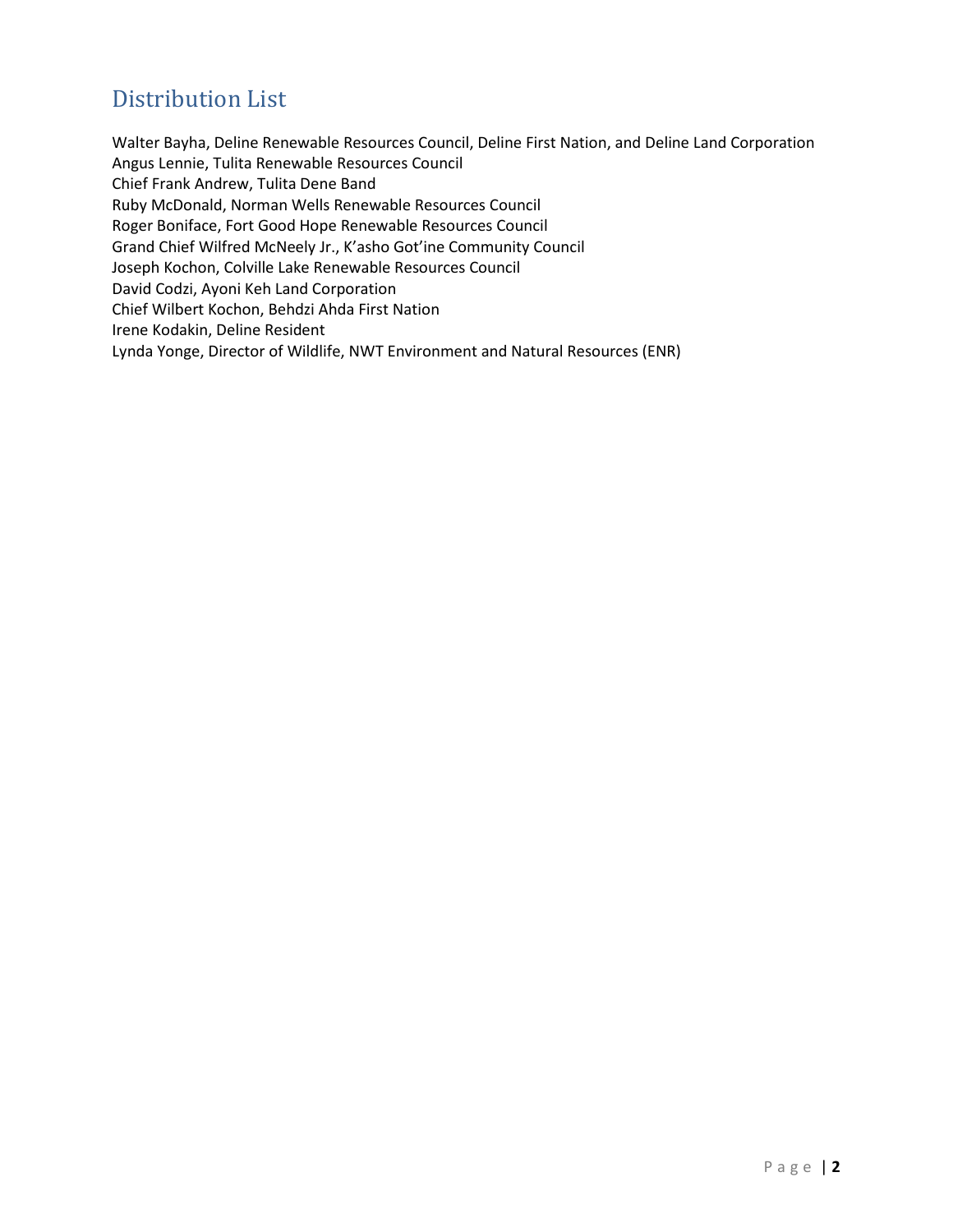## Distribution List

Walter Bayha, Deline Renewable Resources Council, Deline First Nation, and Deline Land Corporation
Angus Lennie, Tulita Renewable Resources Council
Chief Frank Andrew, Tulita Dene Band
Ruby McDonald, Norman Wells Renewable Resources Council
Roger Boniface, Fort Good Hope Renewable Resources Council
Grand Chief Wilfred McNeely Jr., K'asho Got'ine Community Council
Joseph Kochon, Colville Lake Renewable Resources Council
David Codzi, Ayoni Keh Land Corporation
Chief Wilbert Kochon, Behdzi Ahda First Nation
Irene Kodakin, Deline Resident
Lynda Yonge, Director of Wildlife, NWT Environment and Natural Resources (ENR)